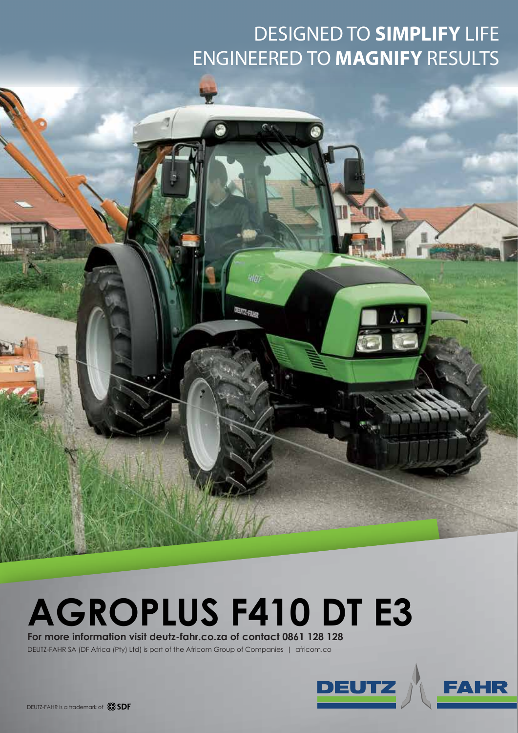DESIGNED TO **SIMPLIFY** LIFE
ENGINEERED TO **MAGNIFY** RESULTS

# AGROPLUS F410 DT E3

**For more information visit deutz-fahr.co.za of contact 0861 128 128**

DEUTZ-FAHR SA (DF Africa (Pty) Ltd) is part of the Africom Group of Companies | africom.co

DEUTZ-FAHR is a trademark of SDF

DEUTZ FAHR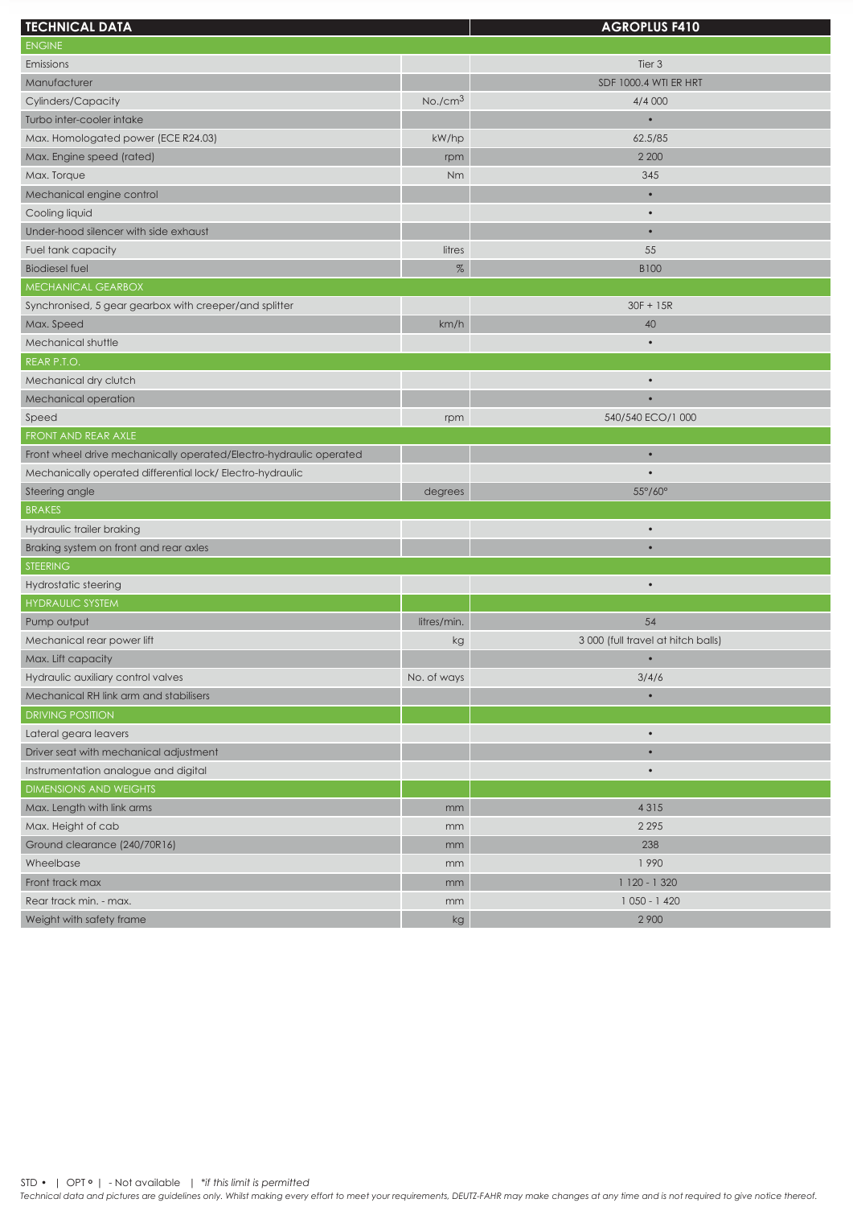| TECHNICAL DATA | | AGROPLUS F410 |
|---|---|---|
| ENGINE | | |
| Emissions | | Tier 3 |
| Manufacturer | | SDF 1000.4 WTI ER HRT |
| Cylinders/Capacity | No./cm$^3$ | 4/4 000 |
| Turbo inter-cooler intake | | • |
| Max. Homologated power (ECE R24.03) | kW/hp | 62.5/85 |
| Max. Engine speed (rated) | rpm | 2 200 |
| Max. Torque | Nm | 345 |
| Mechanical engine control | | • |
| Cooling liquid | | • |
| Under-hood silencer with side exhaust | | • |
| Fuel tank capacity | litres | 55 |
| Biodiesel fuel | % | B100 |
| MECHANICAL GEARBOX | | |
| Synchronised, 5 gear gearbox with creeper/and splitter | | 30F + 15R |
| Max. Speed | km/h | 40 |
| Mechanical shuttle | | • |
| REAR P.T.O. | | |
| Mechanical dry clutch | | • |
| Mechanical operation | | • |
| Speed | rpm | 540/540 ECO/1 000 |
| FRONT AND REAR AXLE | | |
| Front wheel drive mechanically operated/Electro-hydraulic operated | | • |
| Mechanically operated differential lock/ Electro-hydraulic | | • |
| Steering angle | degrees | 55°/60° |
| BRAKES | | |
| Hydraulic trailer braking | | • |
| Braking system on front and rear axles | | • |
| STEERING | | |
| Hydrostatic steering | | • |
| HYDRAULIC SYSTEM | | |
| Pump output | litres/min. | 54 |
| Mechanical rear power lift | kg | 3 000 (full travel at hitch balls) |
| Max. Lift capacity | | • |
| Hydraulic auxiliary control valves | No. of ways | 3/4/6 |
| Mechanical RH link arm and stabilisers | | • |
| DRIVING POSITION | | |
| Lateral geara leavers | | • |
| Driver seat with mechanical adjustment | | • |
| Instrumentation analogue and digital | | • |
| DIMENSIONS AND WEIGHTS | | |
| Max. Length with link arms | mm | 4 315 |
| Max. Height of cab | mm | 2 295 |
| Ground clearance (240/70R16) | mm | 238 |
| Wheelbase | mm | 1 990 |
| Front track max | mm | 1 120 - 1 320 |
| Rear track min. - max. | mm | 1 050 - 1 420 |
| Weight with safety frame | kg | 2 900 |

STD • | OPT ° | - Not available | *if this limit is permitted

*Technical data and pictures are guidelines only. Whilst making every effort to meet your requirements, DEUTZ-FAHR may make changes at any time and is not required to give notice thereof.*